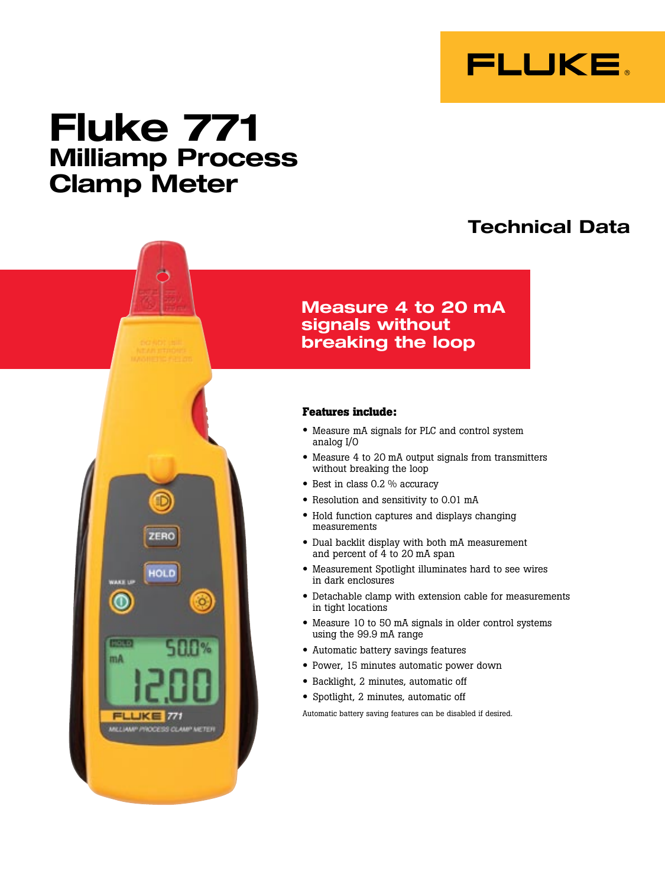FLUKE®

# Fluke 771
## Milliamp Process Clamp Meter

## Technical Data

## Measure 4 to 20 mA signals without breaking the loop

**Features include:**

- Measure mA signals for PLC and control system analog I/O
- Measure 4 to 20 mA output signals from transmitters without breaking the loop
- Best in class 0.2 % accuracy
- Resolution and sensitivity to 0.01 mA
- Hold function captures and displays changing measurements
- Dual backlit display with both mA measurement and percent of 4 to 20 mA span
- Measurement Spotlight illuminates hard to see wires in dark enclosures
- Detachable clamp with extension cable for measurements in tight locations
- Measure 10 to 50 mA signals in older control systems using the 99.9 mA range
- Automatic battery savings features
- Power, 15 minutes automatic power down
- Backlight, 2 minutes, automatic off
- Spotlight, 2 minutes, automatic off

Automatic battery saving features can be disabled if desired.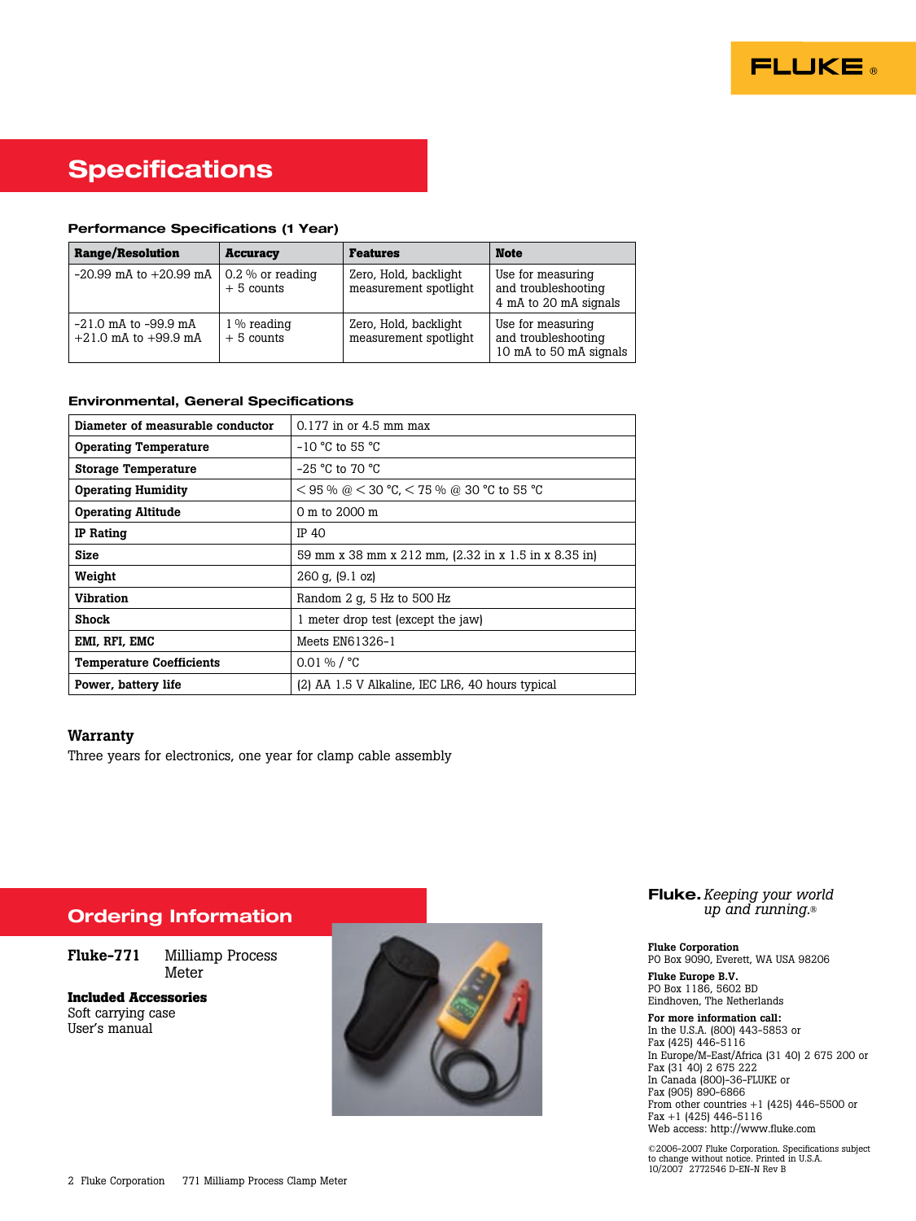## Specifications

### Performance Specifications (1 Year)

| Range/Resolution | Accuracy | Features | Note |
|---|---|---|---|
| -20.99 mA to +20.99 mA | 0.2 % or reading + 5 counts | Zero, Hold, backlight measurement spotlight | Use for measuring and troubleshooting 4 mA to 20 mA signals |
| -21.0 mA to -99.9 mA +21.0 mA to +99.9 mA | 1 % reading + 5 counts | Zero, Hold, backlight measurement spotlight | Use for measuring and troubleshooting 10 mA to 50 mA signals |

### Environmental, General Specifications

| | |
|---|---|
| **Diameter of measurable conductor** | 0.177 in or 4.5 mm max |
| **Operating Temperature** | -10 °C to 55 °C |
| **Storage Temperature** | -25 °C to 70 °C |
| **Operating Humidity** | < 95 % @ < 30 °C, < 75 % @ 30 °C to 55 °C |
| **Operating Altitude** | 0 m to 2000 m |
| **IP Rating** | IP 40 |
| **Size** | 59 mm x 38 mm x 212 mm, (2.32 in x 1.5 in x 8.35 in) |
| **Weight** | 260 g, (9.1 oz) |
| **Vibration** | Random 2 g, 5 Hz to 500 Hz |
| **Shock** | 1 meter drop test (except the jaw) |
| **EMI, RFI, EMC** | Meets EN61326-1 |
| **Temperature Coefficients** | 0.01 % / °C |
| **Power, battery life** | (2) AA 1.5 V Alkaline, IEC LR6, 40 hours typical |

### Warranty

Three years for electronics, one year for clamp cable assembly

## Ordering Information

**Fluke-771** Milliamp Process Meter

**Included Accessories**
Soft carrying case
User's manual

**Fluke.** *Keeping your world up and running.®*

**Fluke Corporation**
PO Box 9090, Everett, WA USA 98206

**Fluke Europe B.V.**
PO Box 1186, 5602 BD
Eindhoven, The Netherlands

**For more information call:**
In the U.S.A. (800) 443-5853 or
Fax (425) 446-5116
In Europe/M-East/Africa (31 40) 2 675 200 or
Fax (31 40) 2 675 222
In Canada (800)-36-FLUKE or
Fax (905) 890-6866
From other countries +1 (425) 446-5500 or
Fax +1 (425) 446-5116
Web access: http://www.fluke.com

©2006-2007 Fluke Corporation. Specifications subject to change without notice. Printed in U.S.A.
10/2007 2772546 D-EN-N Rev B